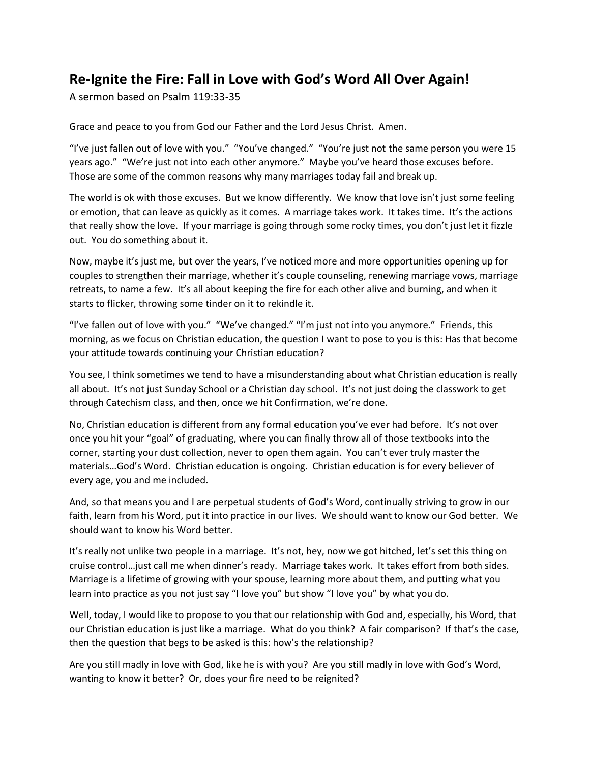# Re-Ignite the Fire: Fall in Love with God's Word All Over Again!

A sermon based on Psalm 119:33-35

Grace and peace to you from God our Father and the Lord Jesus Christ. Amen.

"I've just fallen out of love with you." "You've changed." "You're just not the same person you were 15 years ago." "We're just not into each other anymore." Maybe you've heard those excuses before. Those are some of the common reasons why many marriages today fail and break up.

The world is ok with those excuses. But we know differently. We know that love isn't just some feeling or emotion, that can leave as quickly as it comes. A marriage takes work. It takes time. It's the actions that really show the love. If your marriage is going through some rocky times, you don't just let it fizzle out. You do something about it.

Now, maybe it's just me, but over the years, I've noticed more and more opportunities opening up for couples to strengthen their marriage, whether it's couple counseling, renewing marriage vows, marriage retreats, to name a few. It's all about keeping the fire for each other alive and burning, and when it starts to flicker, throwing some tinder on it to rekindle it.

"I've fallen out of love with you." "We've changed." "I'm just not into you anymore." Friends, this morning, as we focus on Christian education, the question I want to pose to you is this: Has that become your attitude towards continuing your Christian education?

You see, I think sometimes we tend to have a misunderstanding about what Christian education is really all about. It's not just Sunday School or a Christian day school. It's not just doing the classwork to get through Catechism class, and then, once we hit Confirmation, we're done.

No, Christian education is different from any formal education you've ever had before. It's not over once you hit your "goal" of graduating, where you can finally throw all of those textbooks into the corner, starting your dust collection, never to open them again. You can't ever truly master the materials…God's Word. Christian education is ongoing. Christian education is for every believer of every age, you and me included.

And, so that means you and I are perpetual students of God's Word, continually striving to grow in our faith, learn from his Word, put it into practice in our lives. We should want to know our God better. We should want to know his Word better.

It's really not unlike two people in a marriage. It's not, hey, now we got hitched, let's set this thing on cruise control…just call me when dinner's ready. Marriage takes work. It takes effort from both sides. Marriage is a lifetime of growing with your spouse, learning more about them, and putting what you learn into practice as you not just say "I love you" but show "I love you" by what you do.

Well, today, I would like to propose to you that our relationship with God and, especially, his Word, that our Christian education is just like a marriage. What do you think? A fair comparison? If that's the case, then the question that begs to be asked is this: how's the relationship?

Are you still madly in love with God, like he is with you? Are you still madly in love with God's Word, wanting to know it better? Or, does your fire need to be reignited?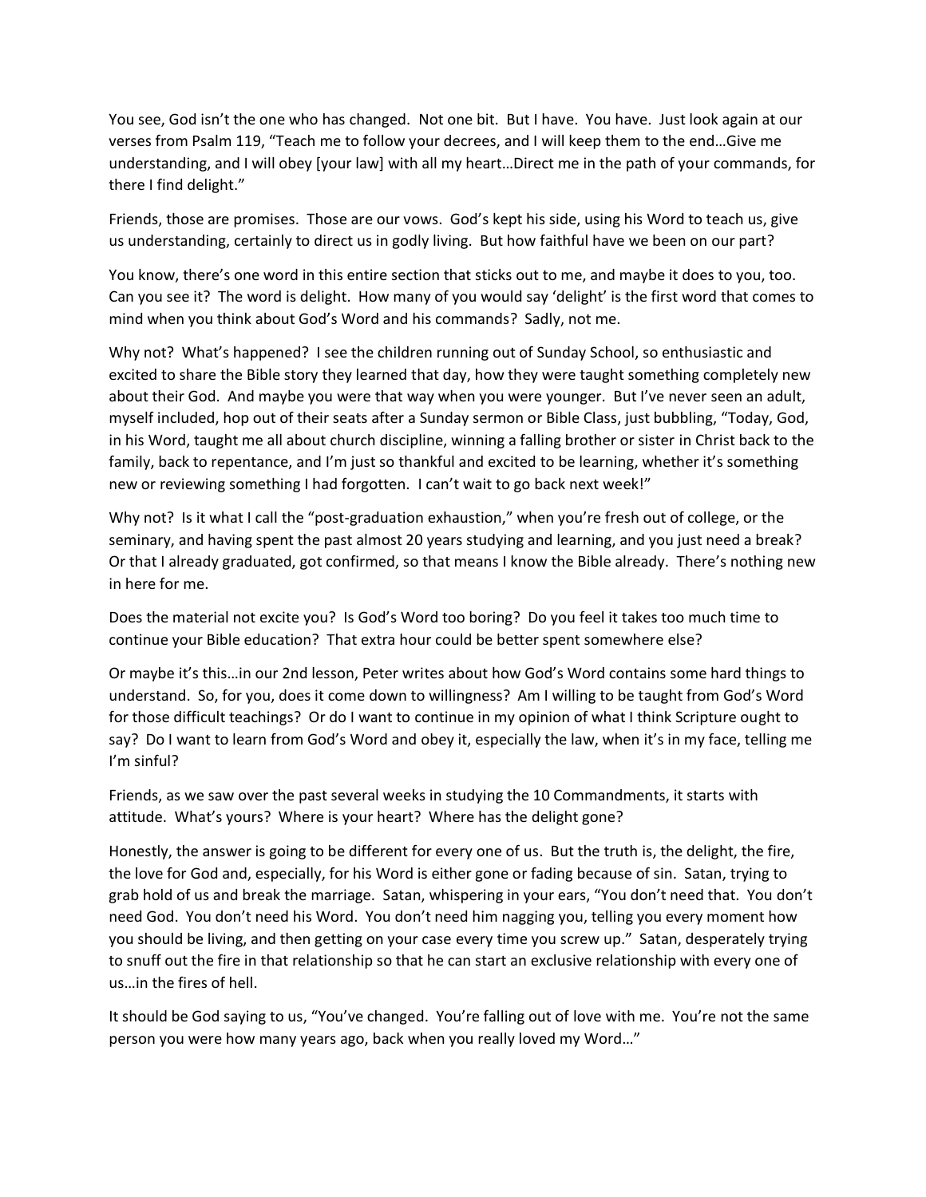You see, God isn't the one who has changed. Not one bit. But I have. You have. Just look again at our verses from Psalm 119, "Teach me to follow your decrees, and I will keep them to the end…Give me understanding, and I will obey [your law] with all my heart…Direct me in the path of your commands, for there I find delight."

Friends, those are promises. Those are our vows. God's kept his side, using his Word to teach us, give us understanding, certainly to direct us in godly living. But how faithful have we been on our part?

You know, there's one word in this entire section that sticks out to me, and maybe it does to you, too. Can you see it? The word is delight. How many of you would say 'delight' is the first word that comes to mind when you think about God's Word and his commands? Sadly, not me.

Why not? What's happened? I see the children running out of Sunday School, so enthusiastic and excited to share the Bible story they learned that day, how they were taught something completely new about their God. And maybe you were that way when you were younger. But I've never seen an adult, myself included, hop out of their seats after a Sunday sermon or Bible Class, just bubbling, "Today, God, in his Word, taught me all about church discipline, winning a falling brother or sister in Christ back to the family, back to repentance, and I'm just so thankful and excited to be learning, whether it's something new or reviewing something I had forgotten. I can't wait to go back next week!"

Why not? Is it what I call the "post-graduation exhaustion," when you're fresh out of college, or the seminary, and having spent the past almost 20 years studying and learning, and you just need a break? Or that I already graduated, got confirmed, so that means I know the Bible already. There's nothing new in here for me.

Does the material not excite you? Is God's Word too boring? Do you feel it takes too much time to continue your Bible education? That extra hour could be better spent somewhere else?

Or maybe it's this…in our 2nd lesson, Peter writes about how God's Word contains some hard things to understand. So, for you, does it come down to willingness? Am I willing to be taught from God's Word for those difficult teachings? Or do I want to continue in my opinion of what I think Scripture ought to say? Do I want to learn from God's Word and obey it, especially the law, when it's in my face, telling me I'm sinful?

Friends, as we saw over the past several weeks in studying the 10 Commandments, it starts with attitude. What's yours? Where is your heart? Where has the delight gone?

Honestly, the answer is going to be different for every one of us. But the truth is, the delight, the fire, the love for God and, especially, for his Word is either gone or fading because of sin. Satan, trying to grab hold of us and break the marriage. Satan, whispering in your ears, "You don't need that. You don't need God. You don't need his Word. You don't need him nagging you, telling you every moment how you should be living, and then getting on your case every time you screw up." Satan, desperately trying to snuff out the fire in that relationship so that he can start an exclusive relationship with every one of us…in the fires of hell.

It should be God saying to us, "You've changed. You're falling out of love with me. You're not the same person you were how many years ago, back when you really loved my Word…"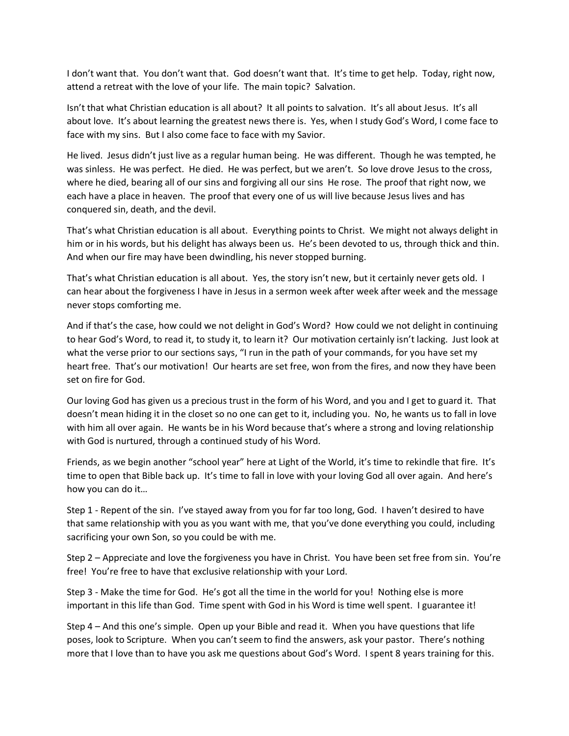I don't want that. You don't want that. God doesn't want that. It's time to get help. Today, right now, attend a retreat with the love of your life. The main topic? Salvation.

Isn't that what Christian education is all about? It all points to salvation. It's all about Jesus. It's all about love. It's about learning the greatest news there is. Yes, when I study God's Word, I come face to face with my sins. But I also come face to face with my Savior.

He lived. Jesus didn't just live as a regular human being. He was different. Though he was tempted, he was sinless. He was perfect. He died. He was perfect, but we aren't. So love drove Jesus to the cross, where he died, bearing all of our sins and forgiving all our sins He rose. The proof that right now, we each have a place in heaven. The proof that every one of us will live because Jesus lives and has conquered sin, death, and the devil.

That's what Christian education is all about. Everything points to Christ. We might not always delight in him or in his words, but his delight has always been us. He's been devoted to us, through thick and thin. And when our fire may have been dwindling, his never stopped burning.

That's what Christian education is all about. Yes, the story isn't new, but it certainly never gets old. I can hear about the forgiveness I have in Jesus in a sermon week after week after week and the message never stops comforting me.

And if that's the case, how could we not delight in God's Word? How could we not delight in continuing to hear God's Word, to read it, to study it, to learn it? Our motivation certainly isn't lacking. Just look at what the verse prior to our sections says, "I run in the path of your commands, for you have set my heart free. That's our motivation! Our hearts are set free, won from the fires, and now they have been set on fire for God.

Our loving God has given us a precious trust in the form of his Word, and you and I get to guard it. That doesn't mean hiding it in the closet so no one can get to it, including you. No, he wants us to fall in love with him all over again. He wants be in his Word because that's where a strong and loving relationship with God is nurtured, through a continued study of his Word.

Friends, as we begin another "school year" here at Light of the World, it's time to rekindle that fire. It's time to open that Bible back up. It's time to fall in love with your loving God all over again. And here's how you can do it…

Step 1 - Repent of the sin. I've stayed away from you for far too long, God. I haven't desired to have that same relationship with you as you want with me, that you've done everything you could, including sacrificing your own Son, so you could be with me.

Step 2 – Appreciate and love the forgiveness you have in Christ. You have been set free from sin. You're free! You're free to have that exclusive relationship with your Lord.

Step 3 - Make the time for God. He's got all the time in the world for you! Nothing else is more important in this life than God. Time spent with God in his Word is time well spent. I guarantee it!

Step 4 – And this one's simple. Open up your Bible and read it. When you have questions that life poses, look to Scripture. When you can't seem to find the answers, ask your pastor. There's nothing more that I love than to have you ask me questions about God's Word. I spent 8 years training for this.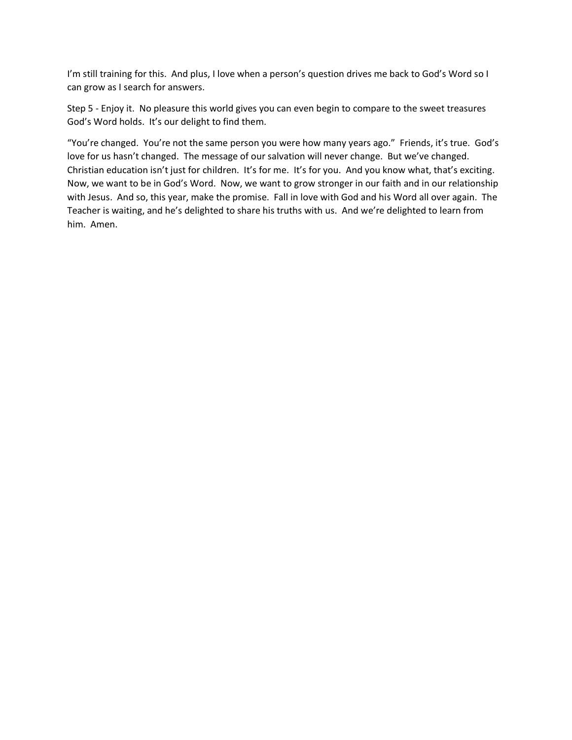I'm still training for this. And plus, I love when a person's question drives me back to God's Word so I can grow as I search for answers.

Step 5 - Enjoy it. No pleasure this world gives you can even begin to compare to the sweet treasures God's Word holds. It's our delight to find them.

"You're changed. You're not the same person you were how many years ago." Friends, it's true. God's love for us hasn't changed. The message of our salvation will never change. But we've changed. Christian education isn't just for children. It's for me. It's for you. And you know what, that's exciting. Now, we want to be in God's Word. Now, we want to grow stronger in our faith and in our relationship with Jesus. And so, this year, make the promise. Fall in love with God and his Word all over again. The Teacher is waiting, and he's delighted to share his truths with us. And we're delighted to learn from him. Amen.